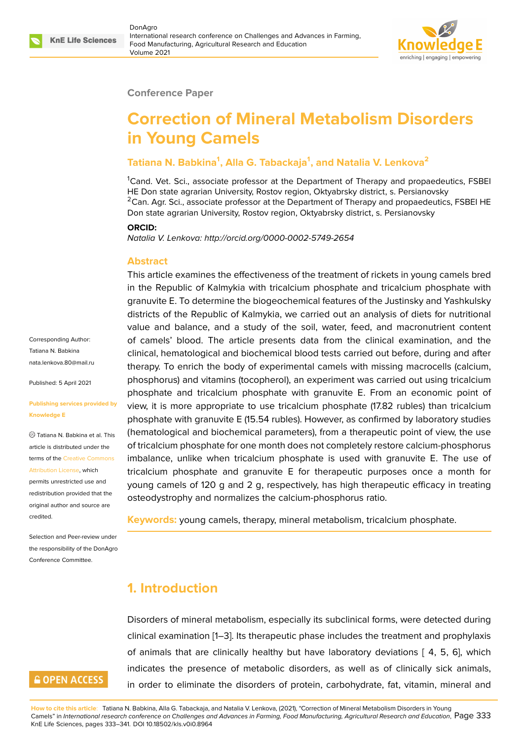Conference Paper

# Correction of Mineral Metabolism Disorders in Young Camels

**Tatiana N. Babkina[1], Alla G. Tabackaja[1], and Natalia V. Lenkova[2]**

[1]Cand. Vet. Sci., associate professor at the Department of Therapy and propaedeutics, FSBEI HE Don state agrarian University, Rostov region, Oktyabrsky district, s. Persianovsky
[2]Can. Agr. Sci., associate professor at the Department of Therapy and propaedeutics, FSBEI HE Don state agrarian University, Rostov region, Oktyabrsky district, s. Persianovsky

**ORCID:**
*Natalia V. Lenkova: http://orcid.org/0000-0002-5749-2654*

Corresponding Author:
Tatiana N. Babkina
nata.lenkova.80@mail.ru

Published: 5 April 2021

Publishing services provided by Knowledge E

© Tatiana N. Babkina et al. This article is distributed under the terms of the Creative Commons Attribution License, which permits unrestricted use and redistribution provided that the original author and source are credited.

Selection and Peer-review under the responsibility of the DonAgro Conference Committee.

## Abstract

This article examines the effectiveness of the treatment of rickets in young camels bred in the Republic of Kalmykia with tricalcium phosphate and tricalcium phosphate with granuvite E. To determine the biogeochemical features of the Justinsky and Yashkulsky districts of the Republic of Kalmykia, we carried out an analysis of diets for nutritional value and balance, and a study of the soil, water, feed, and macronutrient content of camels' blood. The article presents data from the clinical examination, and the clinical, hematological and biochemical blood tests carried out before, during and after therapy. To enrich the body of experimental camels with missing macrocells (calcium, phosphorus) and vitamins (tocopherol), an experiment was carried out using tricalcium phosphate and tricalcium phosphate with granuvite E. From an economic point of view, it is more appropriate to use tricalcium phosphate (17.82 rubles) than tricalcium phosphate with granuvite E (15.54 rubles). However, as confirmed by laboratory studies (hematological and biochemical parameters), from a therapeutic point of view, the use of tricalcium phosphate for one month does not completely restore calcium-phosphorus imbalance, unlike when tricalcium phosphate is used with granuvite E. The use of tricalcium phosphate and granuvite E for therapeutic purposes once a month for young camels of 120 g and 2 g, respectively, has high therapeutic efficacy in treating osteodystrophy and normalizes the calcium-phosphorus ratio.

**Keywords:** young camels, therapy, mineral metabolism, tricalcium phosphate.

## 1. Introduction

Disorders of mineral metabolism, especially its subclinical forms, were detected during clinical examination [1–3]. Its therapeutic phase includes the treatment and prophylaxis of animals that are clinically healthy but have laboratory deviations [ 4, 5, 6], which indicates the presence of metabolic disorders, as well as of clinically sick animals, in order to eliminate the disorders of protein, carbohydrate, fat, vitamin, mineral and

**How to cite this article:** Tatiana N. Babkina, Alla G. Tabackaja, and Natalia V. Lenkova, (2021), "Correction of Mineral Metabolism Disorders in Young Camels" in *International research conference on Challenges and Advances in Farming, Food Manufacturing, Agricultural Research and Education*, KnE Life Sciences, pages 333–341. DOI 10.18502/kls.v0i0.8964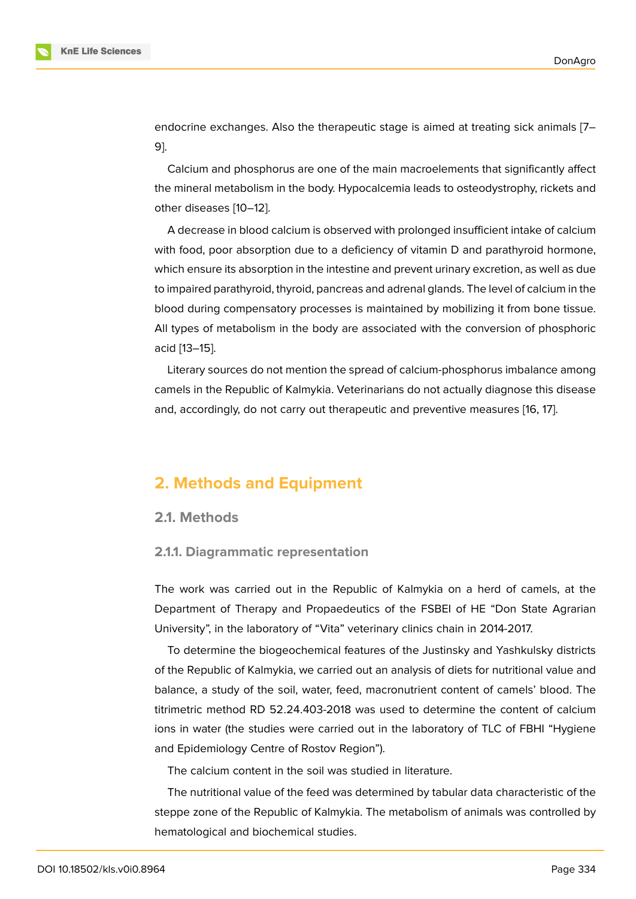endocrine exchanges. Also the therapeutic stage is aimed at treating sick animals [7–9].

Calcium and phosphorus are one of the main macroelements that significantly affect the mineral metabolism in the body. Hypocalcemia leads to osteodystrophy, rickets and other diseases [10–12].

A decrease in blood calcium is observed with prolonged insufficient intake of calcium with food, poor absorption due to a deficiency of vitamin D and parathyroid hormone, which ensure its absorption in the intestine and prevent urinary excretion, as well as due to impaired parathyroid, thyroid, pancreas and adrenal glands. The level of calcium in the blood during compensatory processes is maintained by mobilizing it from bone tissue. All types of metabolism in the body are associated with the conversion of phosphoric acid [13–15].

Literary sources do not mention the spread of calcium-phosphorus imbalance among camels in the Republic of Kalmykia. Veterinarians do not actually diagnose this disease and, accordingly, do not carry out therapeutic and preventive measures [16, 17].

## 2. Methods and Equipment

### 2.1. Methods

#### 2.1.1. Diagrammatic representation

The work was carried out in the Republic of Kalmykia on a herd of camels, at the Department of Therapy and Propaedeutics of the FSBEI of HE "Don State Agrarian University", in the laboratory of "Vita" veterinary clinics chain in 2014-2017.

To determine the biogeochemical features of the Justinsky and Yashkulsky districts of the Republic of Kalmykia, we carried out an analysis of diets for nutritional value and balance, a study of the soil, water, feed, macronutrient content of camels' blood. The titrimetric method RD 52.24.403-2018 was used to determine the content of calcium ions in water (the studies were carried out in the laboratory of TLC of FBHI "Hygiene and Epidemiology Centre of Rostov Region").

The calcium content in the soil was studied in literature.

The nutritional value of the feed was determined by tabular data characteristic of the steppe zone of the Republic of Kalmykia. The metabolism of animals was controlled by hematological and biochemical studies.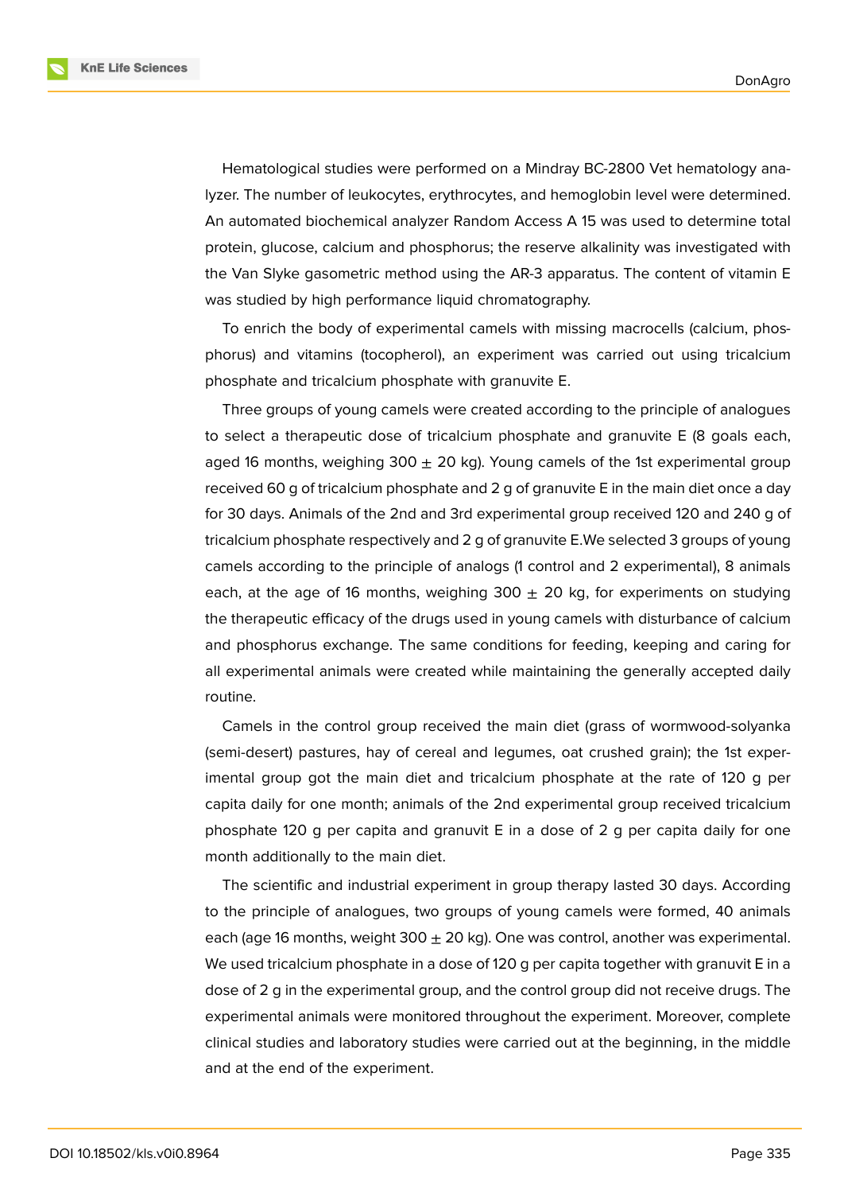Hematological studies were performed on a Mindray BC-2800 Vet hematology analyzer. The number of leukocytes, erythrocytes, and hemoglobin level were determined. An automated biochemical analyzer Random Access A 15 was used to determine total protein, glucose, calcium and phosphorus; the reserve alkalinity was investigated with the Van Slyke gasometric method using the AR-3 apparatus. The content of vitamin E was studied by high performance liquid chromatography.

To enrich the body of experimental camels with missing macrocells (calcium, phosphorus) and vitamins (tocopherol), an experiment was carried out using tricalcium phosphate and tricalcium phosphate with granuvite E.

Three groups of young camels were created according to the principle of analogues to select a therapeutic dose of tricalcium phosphate and granuvite E (8 goals each, aged 16 months, weighing 300 ± 20 kg). Young camels of the 1st experimental group received 60 g of tricalcium phosphate and 2 g of granuvite E in the main diet once a day for 30 days. Animals of the 2nd and 3rd experimental group received 120 and 240 g of tricalcium phosphate respectively and 2 g of granuvite E.We selected 3 groups of young camels according to the principle of analogs (1 control and 2 experimental), 8 animals each, at the age of 16 months, weighing 300 ± 20 kg, for experiments on studying the therapeutic efficacy of the drugs used in young camels with disturbance of calcium and phosphorus exchange. The same conditions for feeding, keeping and caring for all experimental animals were created while maintaining the generally accepted daily routine.

Camels in the control group received the main diet (grass of wormwood-solyanka (semi-desert) pastures, hay of cereal and legumes, oat crushed grain); the 1st experimental group got the main diet and tricalcium phosphate at the rate of 120 g per capita daily for one month; animals of the 2nd experimental group received tricalcium phosphate 120 g per capita and granuvit E in a dose of 2 g per capita daily for one month additionally to the main diet.

The scientific and industrial experiment in group therapy lasted 30 days. According to the principle of analogues, two groups of young camels were formed, 40 animals each (age 16 months, weight 300 ± 20 kg). One was control, another was experimental. We used tricalcium phosphate in a dose of 120 g per capita together with granuvit E in a dose of 2 g in the experimental group, and the control group did not receive drugs. The experimental animals were monitored throughout the experiment. Moreover, complete clinical studies and laboratory studies were carried out at the beginning, in the middle and at the end of the experiment.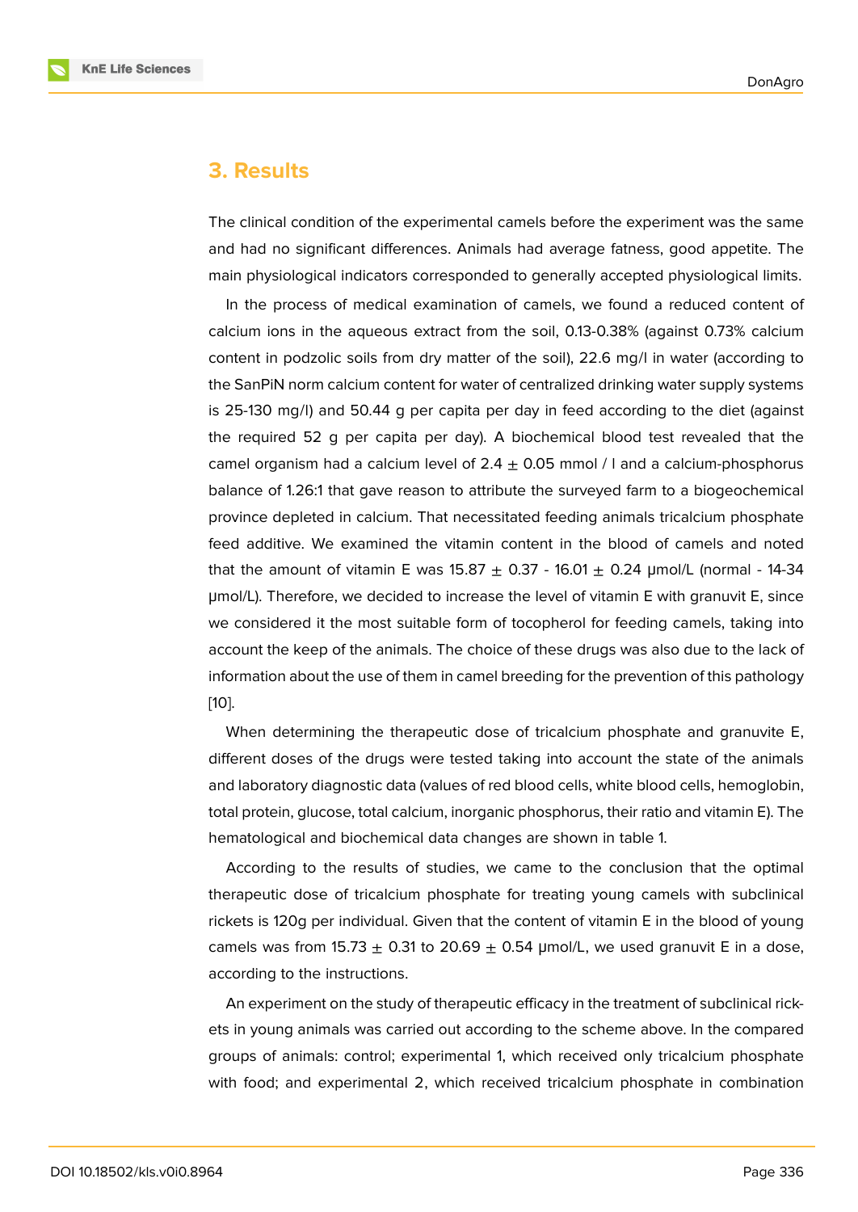## 3. Results

The clinical condition of the experimental camels before the experiment was the same and had no significant differences. Animals had average fatness, good appetite. The main physiological indicators corresponded to generally accepted physiological limits.

In the process of medical examination of camels, we found a reduced content of calcium ions in the aqueous extract from the soil, 0.13-0.38% (against 0.73% calcium content in podzolic soils from dry matter of the soil), 22.6 mg/l in water (according to the SanPiN norm calcium content for water of centralized drinking water supply systems is 25-130 mg/l) and 50.44 g per capita per day in feed according to the diet (against the required 52 g per capita per day). A biochemical blood test revealed that the camel organism had a calcium level of $2.4 \pm 0.05$ mmol / l and a calcium-phosphorus balance of 1.26:1 that gave reason to attribute the surveyed farm to a biogeochemical province depleted in calcium. That necessitated feeding animals tricalcium phosphate feed additive. We examined the vitamin content in the blood of camels and noted that the amount of vitamin E was $15.87 \pm 0.37$ - $16.01 \pm 0.24$ μmol/L (normal - 14-34 μmol/L). Therefore, we decided to increase the level of vitamin E with granuvit E, since we considered it the most suitable form of tocopherol for feeding camels, taking into account the keep of the animals. The choice of these drugs was also due to the lack of information about the use of them in camel breeding for the prevention of this pathology [10].

When determining the therapeutic dose of tricalcium phosphate and granuvite E, different doses of the drugs were tested taking into account the state of the animals and laboratory diagnostic data (values of red blood cells, white blood cells, hemoglobin, total protein, glucose, total calcium, inorganic phosphorus, their ratio and vitamin E). The hematological and biochemical data changes are shown in table 1.

According to the results of studies, we came to the conclusion that the optimal therapeutic dose of tricalcium phosphate for treating young camels with subclinical rickets is 120g per individual. Given that the content of vitamin E in the blood of young camels was from $15.73 \pm 0.31$ to $20.69 \pm 0.54$ μmol/L, we used granuvit E in a dose, according to the instructions.

An experiment on the study of therapeutic efficacy in the treatment of subclinical rickets in young animals was carried out according to the scheme above. In the compared groups of animals: control; experimental 1, which received only tricalcium phosphate with food; and experimental 2, which received tricalcium phosphate in combination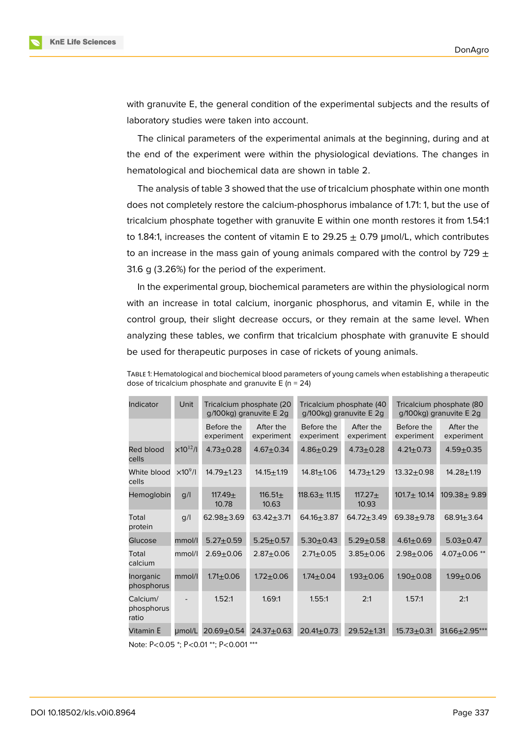with granuvite E, the general condition of the experimental subjects and the results of laboratory studies were taken into account.

The clinical parameters of the experimental animals at the beginning, during and at the end of the experiment were within the physiological deviations. The changes in hematological and biochemical data are shown in table 2.

The analysis of table 3 showed that the use of tricalcium phosphate within one month does not completely restore the calcium-phosphorus imbalance of 1.71: 1, but the use of tricalcium phosphate together with granuvite E within one month restores it from 1.54:1 to 1.84:1, increases the content of vitamin E to 29.25 ± 0.79 μmol/L, which contributes to an increase in the mass gain of young animals compared with the control by 729 ± 31.6 g (3.26%) for the period of the experiment.

In the experimental group, biochemical parameters are within the physiological norm with an increase in total calcium, inorganic phosphorus, and vitamin E, while in the control group, their slight decrease occurs, or they remain at the same level. When analyzing these tables, we confirm that tricalcium phosphate with granuvite E should be used for therapeutic purposes in case of rickets of young animals.

Table 1: Hematological and biochemical blood parameters of young camels when establishing a therapeutic dose of tricalcium phosphate and granuvite E (n = 24)

| Indicator | Unit | Tricalcium phosphate (20 g/100kg) granuvite E 2g | | Tricalcium phosphate (40 g/100kg) granuvite E 2g | | Tricalcium phosphate (80 g/100kg) granuvite E 2g | |
|---|---|---|---|---|---|---|---|
| | | Before the experiment | After the experiment | Before the experiment | After the experiment | Before the experiment | After the experiment |
| Red blood cells | $\times 10^{12}$/l | 4.73±0.28 | 4.67±0.34 | 4.86±0.29 | 4.73±0.28 | 4.21±0.73 | 4.59±0.35 |
| White blood cells | $\times 10^{9}$/l | 14.79±1.23 | 14.15±1.19 | 14.81±1.06 | 14.73±1.29 | 13.32±0.98 | 14.28±1.19 |
| Hemoglobin | g/l | 117.49± 10.78 | 116.51± 10.63 | 118.63± 11.15 | 117.27± 10.93 | 101.7± 10.14 | 109.38± 9.89 |
| Total protein | g/l | 62.98±3.69 | 63.42±3.71 | 64.16±3.87 | 64.72±3.49 | 69.38±9.78 | 68.91±3.64 |
| Glucose | mmol/l | 5.27±0.59 | 5.25±0.57 | 5.30±0.43 | 5.29±0.58 | 4.61±0.69 | 5.03±0.47 |
| Total calcium | mmol/l | 2.69±0.06 | 2.87±0.06 | 2.71±0.05 | 3.85±0.06 | 2.98±0.06 | 4.07±0.06 ** |
| Inorganic phosphorus | mmol/l | 1.71±0.06 | 1.72±0.06 | 1.74±0.04 | 1.93±0.06 | 1.90±0.08 | 1.99±0.06 |
| Calcium/ phosphorus ratio | - | 1.52:1 | 1.69:1 | 1.55:1 | 2:1 | 1.57:1 | 2:1 |
| Vitamin E | μmol/L | 20.69±0.54 | 24.37±0.63 | 20.41±0.73 | 29.52±1.31 | 15.73±0.31 | 31.66±2.95*** |

Note: P<0.05 *; P<0.01 **; P<0.001 ***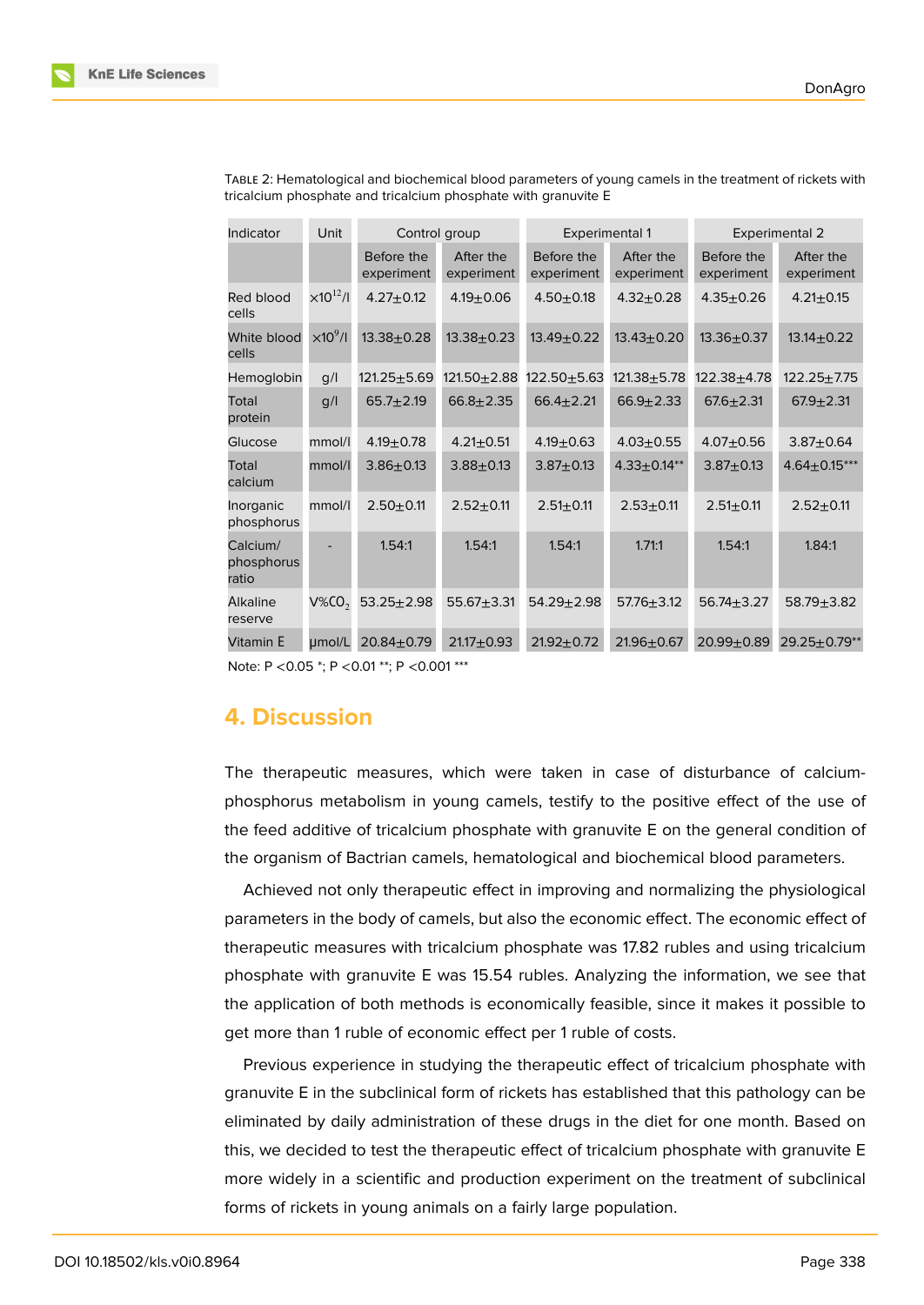Table 2: Hematological and biochemical blood parameters of young camels in the treatment of rickets with tricalcium phosphate and tricalcium phosphate with granuvite E

| Indicator | Unit | Control group | | Experimental 1 | | Experimental 2 | |
|---|---|---|---|---|---|---|---|
| | | Before the experiment | After the experiment | Before the experiment | After the experiment | Before the experiment | After the experiment |
| Red blood cells | $\times 10^{12}$/l | 4.27±0.12 | 4.19±0.06 | 4.50±0.18 | 4.32±0.28 | 4.35±0.26 | 4.21±0.15 |
| White blood cells | $\times 10^{9}$/l | 13.38±0.28 | 13.38±0.23 | 13.49±0.22 | 13.43±0.20 | 13.36±0.37 | 13.14±0.22 |
| Hemoglobin | g/l | 121.25±5.69 | 121.50±2.88 | 122.50±5.63 | 121.38±5.78 | 122.38±4.78 | 122.25±7.75 |
| Total protein | g/l | 65.7±2.19 | 66.8±2.35 | 66.4±2.21 | 66.9±2.33 | 67.6±2.31 | 67.9±2.31 |
| Glucose | mmol/l | 4.19±0.78 | 4.21±0.51 | 4.19±0.63 | 4.03±0.55 | 4.07±0.56 | 3.87±0.64 |
| Total calcium | mmol/l | 3.86±0.13 | 3.88±0.13 | 3.87±0.13 | 4.33±0.14** | 3.87±0.13 | 4.64±0.15*** |
| Inorganic phosphorus | mmol/l | 2.50±0.11 | 2.52±0.11 | 2.51±0.11 | 2.53±0.11 | 2.51±0.11 | 2.52±0.11 |
| Calcium/ phosphorus ratio | - | 1.54:1 | 1.54:1 | 1.54:1 | 1.71:1 | 1.54:1 | 1.84:1 |
| Alkaline reserve | V%$CO_2$ | 53.25±2.98 | 55.67±3.31 | 54.29±2.98 | 57.76±3.12 | 56.74±3.27 | 58.79±3.82 |
| Vitamin E | μmol/L | 20.84±0.79 | 21.17±0.93 | 21.92±0.72 | 21.96±0.67 | 20.99±0.89 | 29.25±0.79** |

Note: P <0.05 *; P <0.01 **; P <0.001 ***

## 4. Discussion

The therapeutic measures, which were taken in case of disturbance of calcium-phosphorus metabolism in young camels, testify to the positive effect of the use of the feed additive of tricalcium phosphate with granuvite E on the general condition of the organism of Bactrian camels, hematological and biochemical blood parameters.

Achieved not only therapeutic effect in improving and normalizing the physiological parameters in the body of camels, but also the economic effect. The economic effect of therapeutic measures with tricalcium phosphate was 17.82 rubles and using tricalcium phosphate with granuvite E was 15.54 rubles. Analyzing the information, we see that the application of both methods is economically feasible, since it makes it possible to get more than 1 ruble of economic effect per 1 ruble of costs.

Previous experience in studying the therapeutic effect of tricalcium phosphate with granuvite E in the subclinical form of rickets has established that this pathology can be eliminated by daily administration of these drugs in the diet for one month. Based on this, we decided to test the therapeutic effect of tricalcium phosphate with granuvite E more widely in a scientific and production experiment on the treatment of subclinical forms of rickets in young animals on a fairly large population.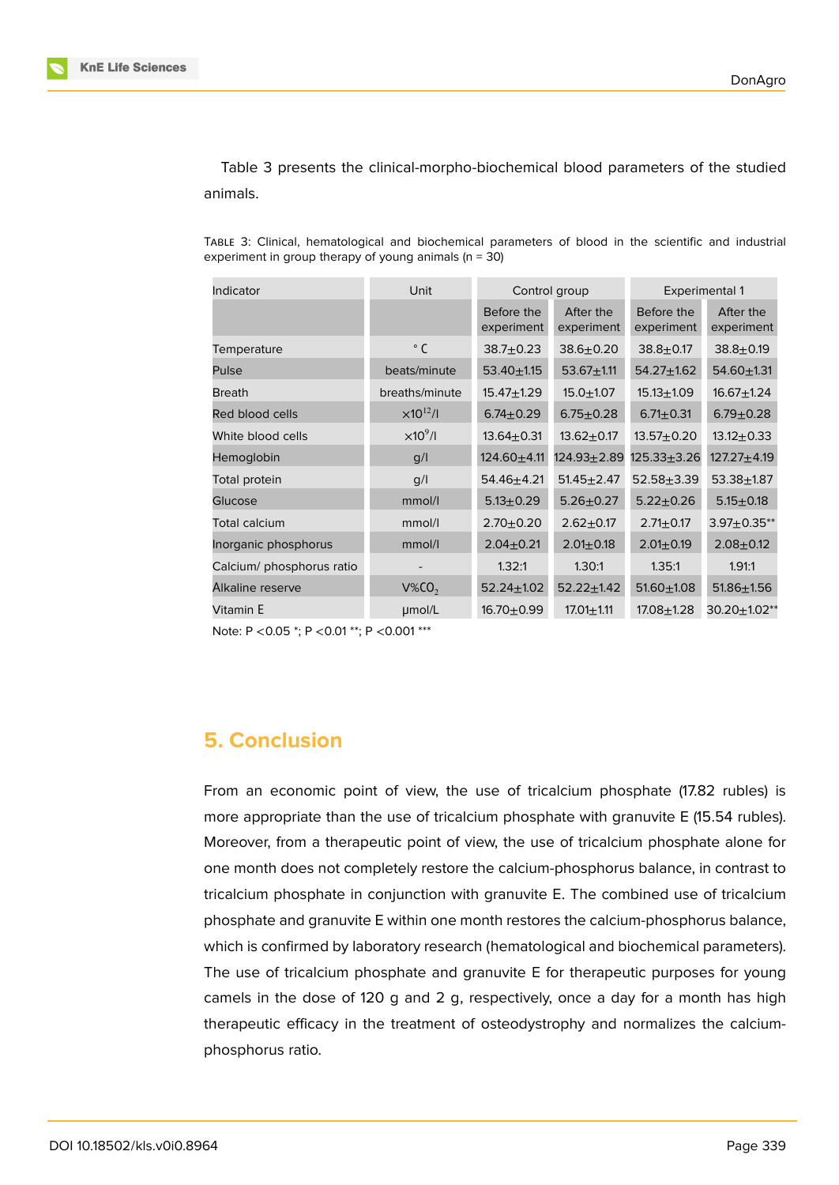Table 3 presents the clinical-morpho-biochemical blood parameters of the studied animals.

Table 3: Clinical, hematological and biochemical parameters of blood in the scientific and industrial experiment in group therapy of young animals (n = 30)

| Indicator | Unit | Control group | | Experimental 1 | |
|---|---|---|---|---|---|
| | | Before the experiment | After the experiment | Before the experiment | After the experiment |
| Temperature | ° C | 38.7±0.23 | 38.6±0.20 | 38.8±0.17 | 38.8±0.19 |
| Pulse | beats/minute | 53.40±1.15 | 53.67±1.11 | 54.27±1.62 | 54.60±1.31 |
| Breath | breaths/minute | 15.47±1.29 | 15.0±1.07 | 15.13±1.09 | 16.67±1.24 |
| Red blood cells | $\times 10^{12}$/l | 6.74±0.29 | 6.75±0.28 | 6.71±0.31 | 6.79±0.28 |
| White blood cells | $\times 10^{9}$/l | 13.64±0.31 | 13.62±0.17 | 13.57±0.20 | 13.12±0.33 |
| Hemoglobin | g/l | 124.60±4.11 | 124.93±2.89 | 125.33±3.26 | 127.27±4.19 |
| Total protein | g/l | 54.46±4.21 | 51.45±2.47 | 52.58±3.39 | 53.38±1.87 |
| Glucose | mmol/l | 5.13±0.29 | 5.26±0.27 | 5.22±0.26 | 5.15±0.18 |
| Total calcium | mmol/l | 2.70±0.20 | 2.62±0.17 | 2.71±0.17 | 3.97±0.35** |
| Inorganic phosphorus | mmol/l | 2.04±0.21 | 2.01±0.18 | 2.01±0.19 | 2.08±0.12 |
| Calcium/ phosphorus ratio | - | 1.32:1 | 1.30:1 | 1.35:1 | 1.91:1 |
| Alkaline reserve | V%$CO_2$ | 52.24±1.02 | 52.22±1.42 | 51.60±1.08 | 51.86±1.56 |
| Vitamin E | μmol/L | 16.70±0.99 | 17.01±1.11 | 17.08±1.28 | 30.20±1.02** |

Note: $P < 0.05$ *; $P < 0.01$ **; $P < 0.001$ ***

## 5. Conclusion

From an economic point of view, the use of tricalcium phosphate (17.82 rubles) is more appropriate than the use of tricalcium phosphate with granuvite E (15.54 rubles). Moreover, from a therapeutic point of view, the use of tricalcium phosphate alone for one month does not completely restore the calcium-phosphorus balance, in contrast to tricalcium phosphate in conjunction with granuvite E. The combined use of tricalcium phosphate and granuvite E within one month restores the calcium-phosphorus balance, which is confirmed by laboratory research (hematological and biochemical parameters). The use of tricalcium phosphate and granuvite E for therapeutic purposes for young camels in the dose of 120 g and 2 g, respectively, once a day for a month has high therapeutic efficacy in the treatment of osteodystrophy and normalizes the calcium-phosphorus ratio.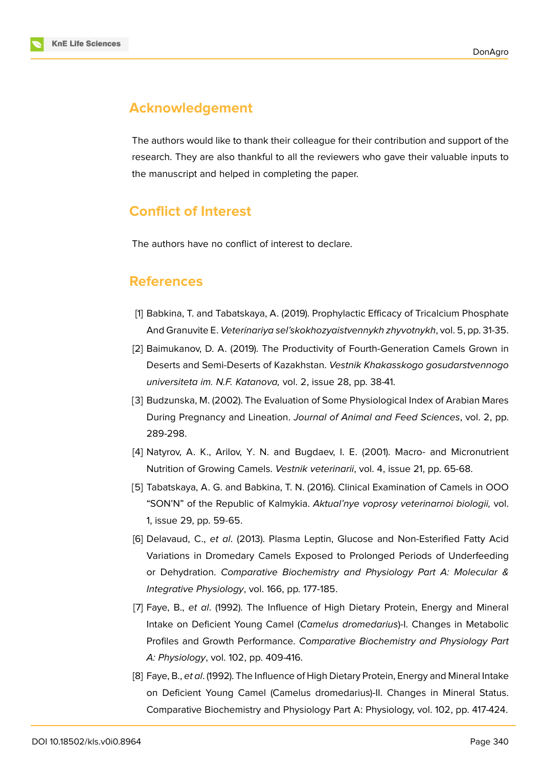## Acknowledgement

The authors would like to thank their colleague for their contribution and support of the research. They are also thankful to all the reviewers who gave their valuable inputs to the manuscript and helped in completing the paper.

## Conflict of Interest

The authors have no conflict of interest to declare.

## References

[1] Babkina, T. and Tabatskaya, A. (2019). Prophylactic Efficacy of Tricalcium Phosphate And Granuvite E. *Veterinariya sel'skokhozyaistvennykh zhyvotnykh*, vol. 5, pp. 31-35.

[2] Baimukanov, D. A. (2019). The Productivity of Fourth-Generation Camels Grown in Deserts and Semi-Deserts of Kazakhstan. *Vestnik Khakasskogo gosudarstvennogo universiteta im. N.F. Katanova,* vol. 2, issue 28, pp. 38-41.

[3] Budzunska, M. (2002). The Evaluation of Some Physiological Index of Arabian Mares During Pregnancy and Lineation. *Journal of Animal and Feed Sciences*, vol. 2, pp. 289-298.

[4] Natyrov, A. K., Arilov, Y. N. and Bugdaev, I. E. (2001). Macro- and Micronutrient Nutrition of Growing Camels. *Vestnik veterinarii*, vol. 4, issue 21, pp. 65-68.

[5] Tabatskaya, A. G. and Babkina, T. N. (2016). Clinical Examination of Camels in OOO "SON'N" of the Republic of Kalmykia. *Aktual'nye voprosy veterinarnoi biologii,* vol. 1, issue 29, pp. 59-65.

[6] Delavaud, C., *et al*. (2013). Plasma Leptin, Glucose and Non-Esterified Fatty Acid Variations in Dromedary Camels Exposed to Prolonged Periods of Underfeeding or Dehydration. *Comparative Biochemistry and Physiology Part A: Molecular & Integrative Physiology*, vol. 166, pp. 177-185.

[7] Faye, B., *et al*. (1992). The Influence of High Dietary Protein, Energy and Mineral Intake on Deficient Young Camel (*Camelus dromedarius*)-I. Changes in Metabolic Profiles and Growth Performance. *Comparative Biochemistry and Physiology Part A: Physiology*, vol. 102, pp. 409-416.

[8] Faye, B., *et al*. (1992). The Influence of High Dietary Protein, Energy and Mineral Intake on Deficient Young Camel (Camelus dromedarius)-II. Changes in Mineral Status. Comparative Biochemistry and Physiology Part A: Physiology, vol. 102, pp. 417-424.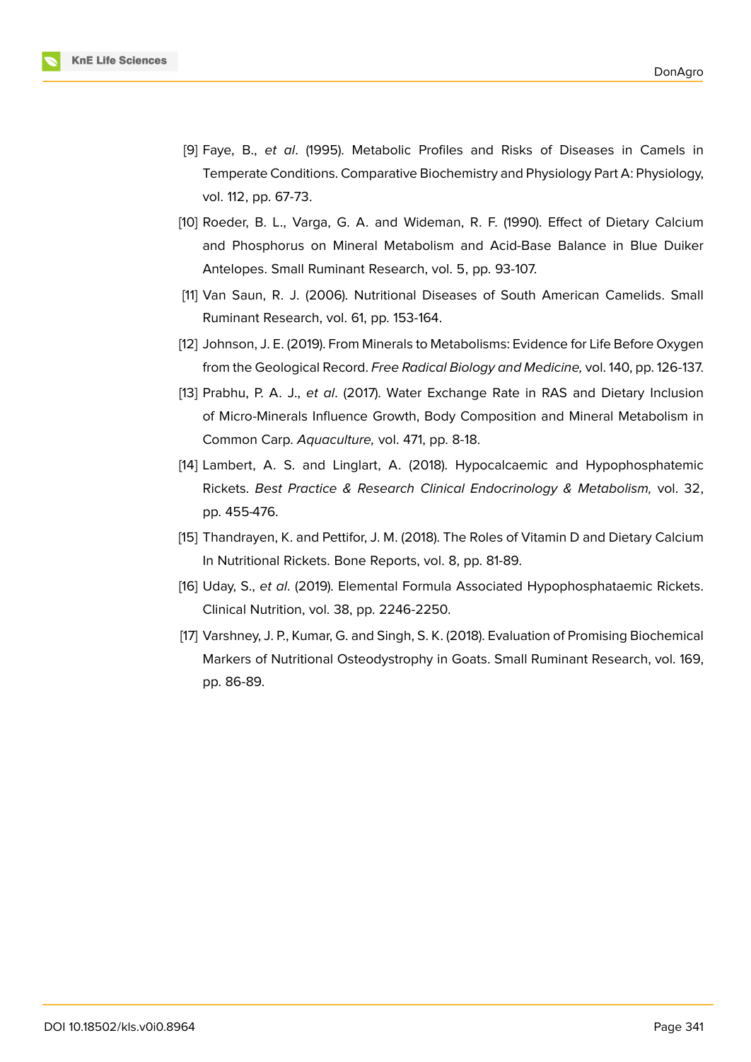[9] Faye, B., *et al*. (1995). Metabolic Profiles and Risks of Diseases in Camels in Temperate Conditions. Comparative Biochemistry and Physiology Part A: Physiology, vol. 112, pp. 67-73.

[10] Roeder, B. L., Varga, G. A. and Wideman, R. F. (1990). Effect of Dietary Calcium and Phosphorus on Mineral Metabolism and Acid-Base Balance in Blue Duiker Antelopes. Small Ruminant Research, vol. 5, pp. 93-107.

[11] Van Saun, R. J. (2006). Nutritional Diseases of South American Camelids. Small Ruminant Research, vol. 61, pp. 153-164.

[12] Johnson, J. E. (2019). From Minerals to Metabolisms: Evidence for Life Before Oxygen from the Geological Record. *Free Radical Biology and Medicine,* vol. 140, pp. 126-137.

[13] Prabhu, P. A. J., *et al*. (2017). Water Exchange Rate in RAS and Dietary Inclusion of Micro-Minerals Influence Growth, Body Composition and Mineral Metabolism in Common Carp. *Aquaculture,* vol. 471, pp. 8-18.

[14] Lambert, A. S. and Linglart, A. (2018). Hypocalcaemic and Hypophosphatemic Rickets. *Best Practice & Research Clinical Endocrinology & Metabolism,* vol. 32, pp. 455-476.

[15] Thandrayen, K. and Pettifor, J. M. (2018). The Roles of Vitamin D and Dietary Calcium In Nutritional Rickets. Bone Reports, vol. 8, pp. 81-89.

[16] Uday, S., *et al*. (2019). Elemental Formula Associated Hypophosphataemic Rickets. Clinical Nutrition, vol. 38, pp. 2246-2250.

[17] Varshney, J. P., Kumar, G. and Singh, S. K. (2018). Evaluation of Promising Biochemical Markers of Nutritional Osteodystrophy in Goats. Small Ruminant Research, vol. 169, pp. 86-89.